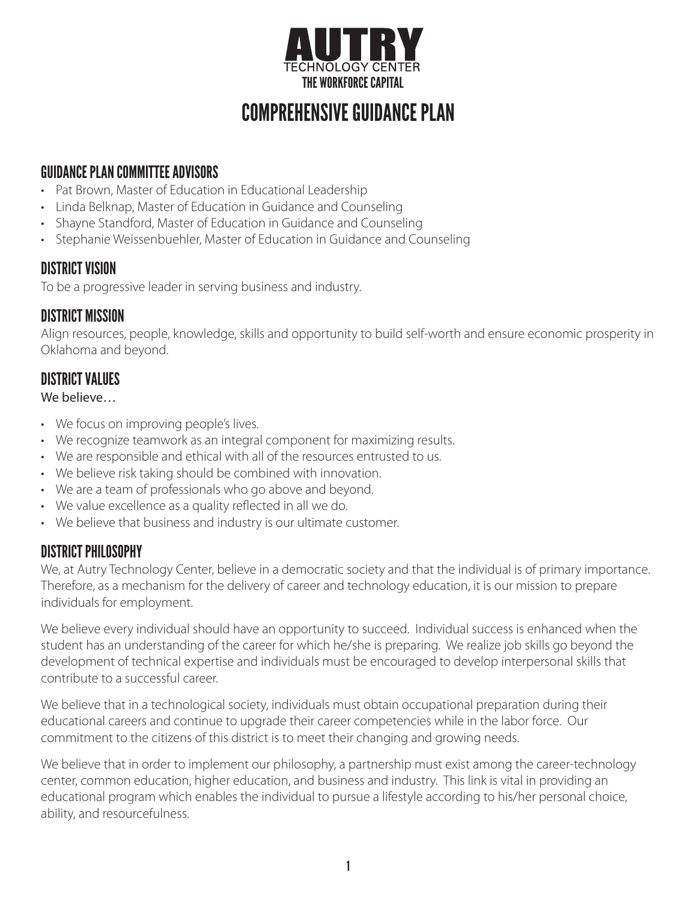# AUTRY

TECHNOLOGY CENTER

THE WORKFORCE CAPITAL

# COMPREHENSIVE GUIDANCE PLAN

## GUIDANCE PLAN COMMITTEE ADVISORS

- Pat Brown, Master of Education in Educational Leadership
- Linda Belknap, Master of Education in Guidance and Counseling
- Shayne Standford, Master of Education in Guidance and Counseling
- Stephanie Weissenbuehler, Master of Education in Guidance and Counseling

## DISTRICT VISION

To be a progressive leader in serving business and industry.

## DISTRICT MISSION

Align resources, people, knowledge, skills and opportunity to build self-worth and ensure economic prosperity in Oklahoma and beyond.

## DISTRICT VALUES

We believe…

- We focus on improving people's lives.
- We recognize teamwork as an integral component for maximizing results.
- We are responsible and ethical with all of the resources entrusted to us.
- We believe risk taking should be combined with innovation.
- We are a team of professionals who go above and beyond.
- We value excellence as a quality reflected in all we do.
- We believe that business and industry is our ultimate customer.

## DISTRICT PHILOSOPHY

We, at Autry Technology Center, believe in a democratic society and that the individual is of primary importance. Therefore, as a mechanism for the delivery of career and technology education, it is our mission to prepare individuals for employment.

We believe every individual should have an opportunity to succeed. Individual success is enhanced when the student has an understanding of the career for which he/she is preparing. We realize job skills go beyond the development of technical expertise and individuals must be encouraged to develop interpersonal skills that contribute to a successful career.

We believe that in a technological society, individuals must obtain occupational preparation during their educational careers and continue to upgrade their career competencies while in the labor force. Our commitment to the citizens of this district is to meet their changing and growing needs.

We believe that in order to implement our philosophy, a partnership must exist among the career-technology center, common education, higher education, and business and industry. This link is vital in providing an educational program which enables the individual to pursue a lifestyle according to his/her personal choice, ability, and resourcefulness.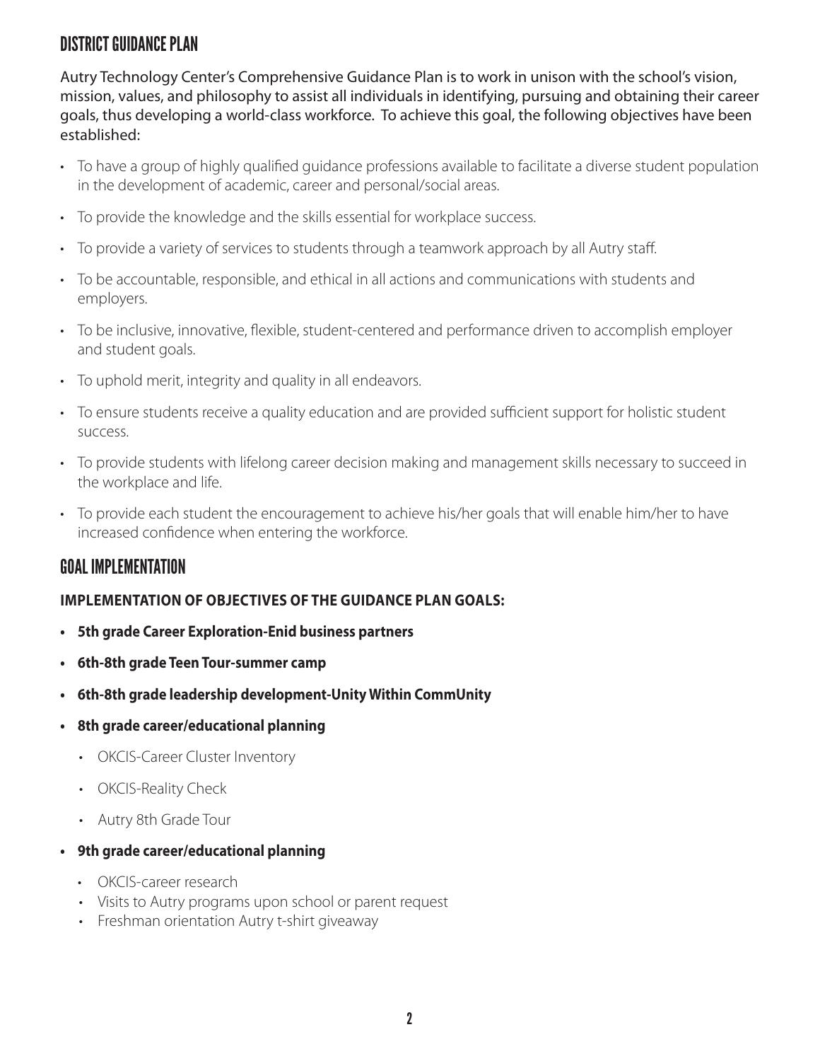## DISTRICT GUIDANCE PLAN

Autry Technology Center's Comprehensive Guidance Plan is to work in unison with the school's vision, mission, values, and philosophy to assist all individuals in identifying, pursuing and obtaining their career goals, thus developing a world-class workforce. To achieve this goal, the following objectives have been established:

- To have a group of highly qualified guidance professions available to facilitate a diverse student population in the development of academic, career and personal/social areas.
- To provide the knowledge and the skills essential for workplace success.
- To provide a variety of services to students through a teamwork approach by all Autry staff.
- To be accountable, responsible, and ethical in all actions and communications with students and employers.
- To be inclusive, innovative, flexible, student-centered and performance driven to accomplish employer and student goals.
- To uphold merit, integrity and quality in all endeavors.
- To ensure students receive a quality education and are provided sufficient support for holistic student success.
- To provide students with lifelong career decision making and management skills necessary to succeed in the workplace and life.
- To provide each student the encouragement to achieve his/her goals that will enable him/her to have increased confidence when entering the workforce.

## GOAL IMPLEMENTATION

**IMPLEMENTATION OF OBJECTIVES OF THE GUIDANCE PLAN GOALS:**

- **5th grade Career Exploration-Enid business partners**
- **6th-8th grade Teen Tour-summer camp**
- **6th-8th grade leadership development-Unity Within CommUnity**
- **8th grade career/educational planning**
  - OKCIS-Career Cluster Inventory
  - OKCIS-Reality Check
  - Autry 8th Grade Tour
- **9th grade career/educational planning**
  - OKCIS-career research
  - Visits to Autry programs upon school or parent request
  - Freshman orientation Autry t-shirt giveaway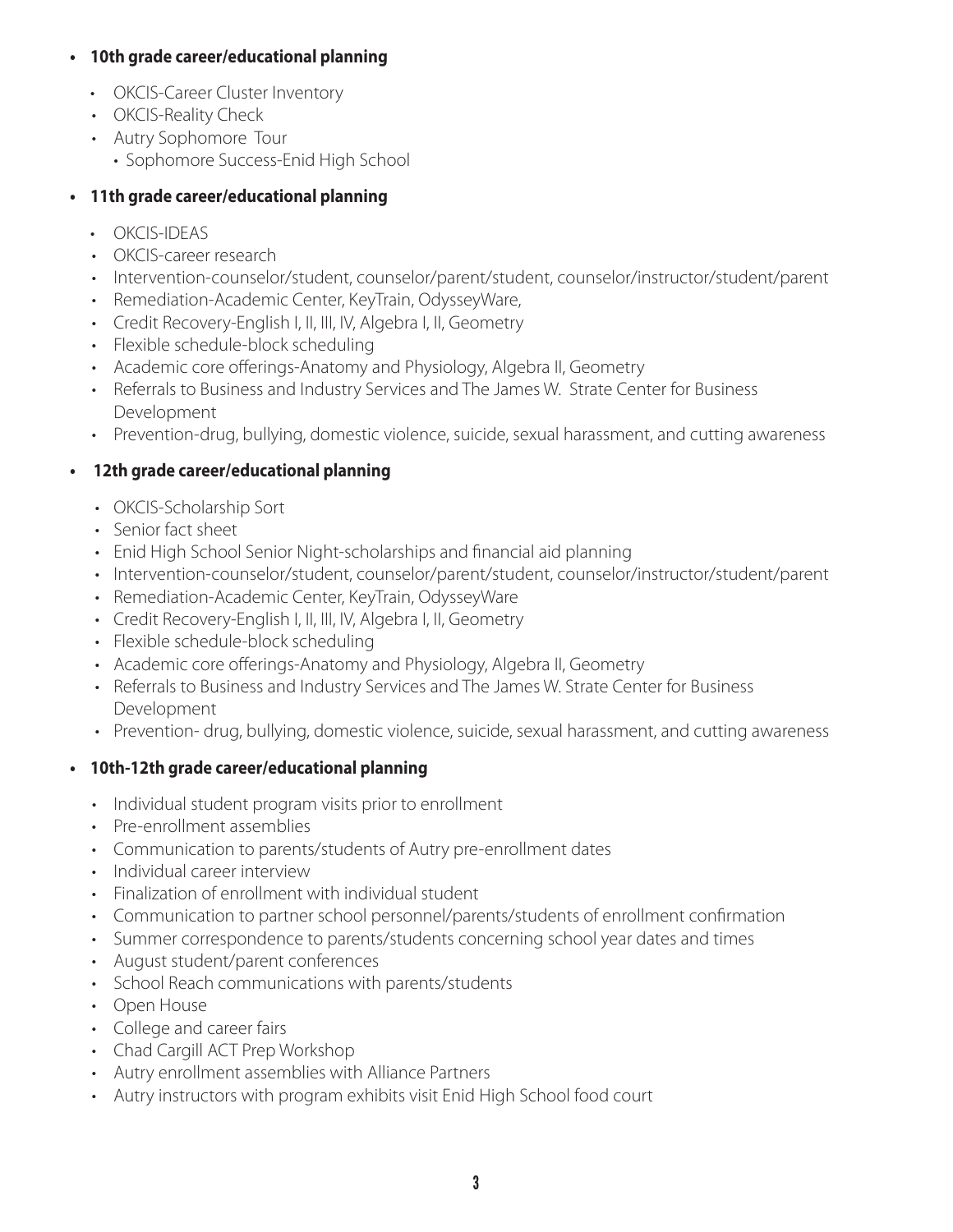- **10th grade career/educational planning**
  - OKCIS-Career Cluster Inventory
  - OKCIS-Reality Check
  - Autry Sophomore Tour
    - Sophomore Success-Enid High School

- **11th grade career/educational planning**
  - OKCIS-IDEAS
  - OKCIS-career research
  - Intervention-counselor/student, counselor/parent/student, counselor/instructor/student/parent
  - Remediation-Academic Center, KeyTrain, OdysseyWare,
  - Credit Recovery-English I, II, III, IV, Algebra I, II, Geometry
  - Flexible schedule-block scheduling
  - Academic core offerings-Anatomy and Physiology, Algebra II, Geometry
  - Referrals to Business and Industry Services and The James W. Strate Center for Business Development
  - Prevention-drug, bullying, domestic violence, suicide, sexual harassment, and cutting awareness

- **12th grade career/educational planning**
  - OKCIS-Scholarship Sort
  - Senior fact sheet
  - Enid High School Senior Night-scholarships and financial aid planning
  - Intervention-counselor/student, counselor/parent/student, counselor/instructor/student/parent
  - Remediation-Academic Center, KeyTrain, OdysseyWare
  - Credit Recovery-English I, II, III, IV, Algebra I, II, Geometry
  - Flexible schedule-block scheduling
  - Academic core offerings-Anatomy and Physiology, Algebra II, Geometry
  - Referrals to Business and Industry Services and The James W. Strate Center for Business Development
  - Prevention- drug, bullying, domestic violence, suicide, sexual harassment, and cutting awareness

- **10th-12th grade career/educational planning**
  - Individual student program visits prior to enrollment
  - Pre-enrollment assemblies
  - Communication to parents/students of Autry pre-enrollment dates
  - Individual career interview
  - Finalization of enrollment with individual student
  - Communication to partner school personnel/parents/students of enrollment confirmation
  - Summer correspondence to parents/students concerning school year dates and times
  - August student/parent conferences
  - School Reach communications with parents/students
  - Open House
  - College and career fairs
  - Chad Cargill ACT Prep Workshop
  - Autry enrollment assemblies with Alliance Partners
  - Autry instructors with program exhibits visit Enid High School food court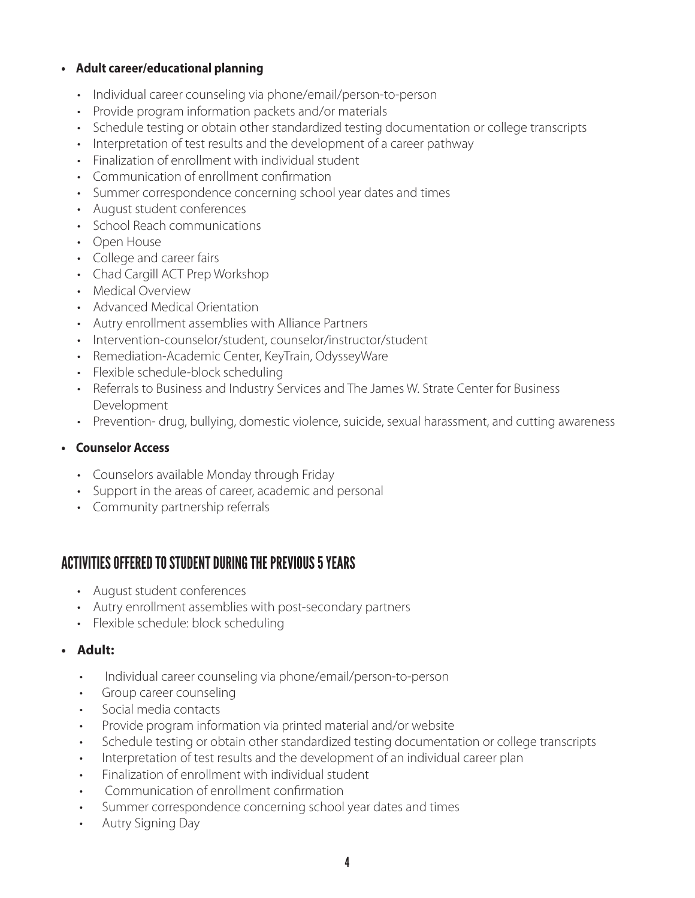- **Adult career/educational planning**
  - Individual career counseling via phone/email/person-to-person
  - Provide program information packets and/or materials
  - Schedule testing or obtain other standardized testing documentation or college transcripts
  - Interpretation of test results and the development of a career pathway
  - Finalization of enrollment with individual student
  - Communication of enrollment confirmation
  - Summer correspondence concerning school year dates and times
  - August student conferences
  - School Reach communications
  - Open House
  - College and career fairs
  - Chad Cargill ACT Prep Workshop
  - Medical Overview
  - Advanced Medical Orientation
  - Autry enrollment assemblies with Alliance Partners
  - Intervention-counselor/student, counselor/instructor/student
  - Remediation-Academic Center, KeyTrain, OdysseyWare
  - Flexible schedule-block scheduling
  - Referrals to Business and Industry Services and The James W. Strate Center for Business Development
  - Prevention- drug, bullying, domestic violence, suicide, sexual harassment, and cutting awareness

- **Counselor Access**
  - Counselors available Monday through Friday
  - Support in the areas of career, academic and personal
  - Community partnership referrals

## ACTIVITIES OFFERED TO STUDENT DURING THE PREVIOUS 5 YEARS

- August student conferences
- Autry enrollment assemblies with post-secondary partners
- Flexible schedule: block scheduling

- **Adult:**
  - Individual career counseling via phone/email/person-to-person
  - Group career counseling
  - Social media contacts
  - Provide program information via printed material and/or website
  - Schedule testing or obtain other standardized testing documentation or college transcripts
  - Interpretation of test results and the development of an individual career plan
  - Finalization of enrollment with individual student
  - Communication of enrollment confirmation
  - Summer correspondence concerning school year dates and times
  - Autry Signing Day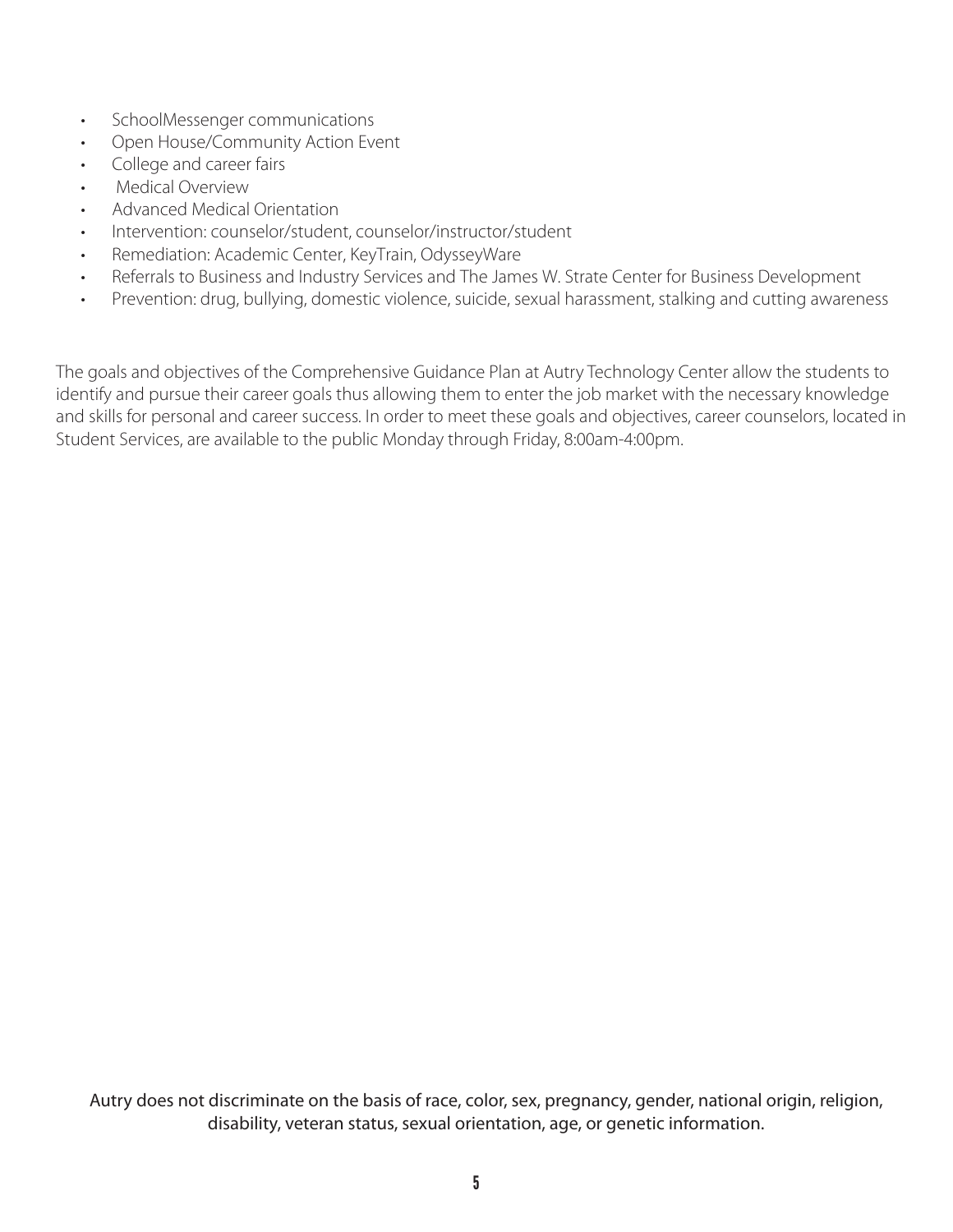- SchoolMessenger communications
- Open House/Community Action Event
- College and career fairs
- Medical Overview
- Advanced Medical Orientation
- Intervention: counselor/student, counselor/instructor/student
- Remediation: Academic Center, KeyTrain, OdysseyWare
- Referrals to Business and Industry Services and The James W. Strate Center for Business Development
- Prevention: drug, bullying, domestic violence, suicide, sexual harassment, stalking and cutting awareness

The goals and objectives of the Comprehensive Guidance Plan at Autry Technology Center allow the students to identify and pursue their career goals thus allowing them to enter the job market with the necessary knowledge and skills for personal and career success. In order to meet these goals and objectives, career counselors, located in Student Services, are available to the public Monday through Friday, 8:00am-4:00pm.

Autry does not discriminate on the basis of race, color, sex, pregnancy, gender, national origin, religion, disability, veteran status, sexual orientation, age, or genetic information.